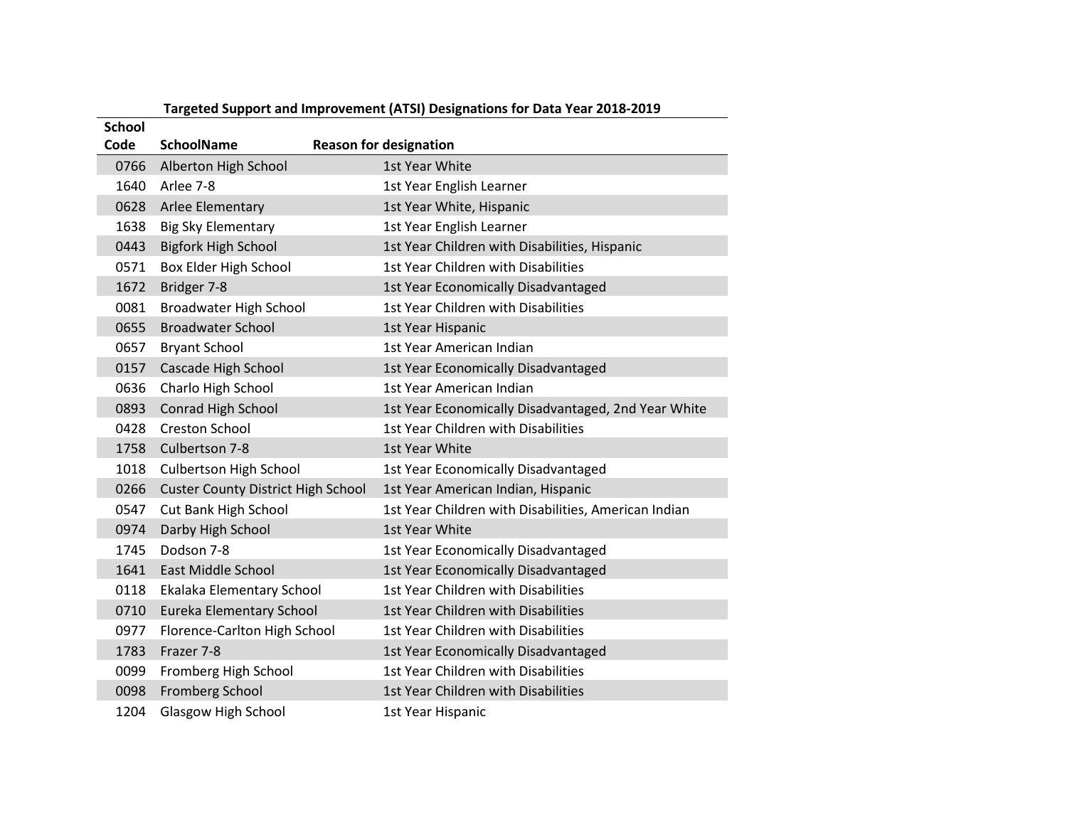| Targeted Support and Improvement (ATSI) Designations for Data Year 2018-2019 | | |
|---|---|---|
| **School Code** | **SchoolName** | **Reason for designation** |
| 0766 | Alberton High School | 1st Year White |
| 1640 | Arlee 7-8 | 1st Year English Learner |
| 0628 | Arlee Elementary | 1st Year White, Hispanic |
| 1638 | Big Sky Elementary | 1st Year English Learner |
| 0443 | Bigfork High School | 1st Year Children with Disabilities, Hispanic |
| 0571 | Box Elder High School | 1st Year Children with Disabilities |
| 1672 | Bridger 7-8 | 1st Year Economically Disadvantaged |
| 0081 | Broadwater High School | 1st Year Children with Disabilities |
| 0655 | Broadwater School | 1st Year Hispanic |
| 0657 | Bryant School | 1st Year American Indian |
| 0157 | Cascade High School | 1st Year Economically Disadvantaged |
| 0636 | Charlo High School | 1st Year American Indian |
| 0893 | Conrad High School | 1st Year Economically Disadvantaged, 2nd Year White |
| 0428 | Creston School | 1st Year Children with Disabilities |
| 1758 | Culbertson 7-8 | 1st Year White |
| 1018 | Culbertson High School | 1st Year Economically Disadvantaged |
| 0266 | Custer County District High School | 1st Year American Indian, Hispanic |
| 0547 | Cut Bank High School | 1st Year Children with Disabilities, American Indian |
| 0974 | Darby High School | 1st Year White |
| 1745 | Dodson 7-8 | 1st Year Economically Disadvantaged |
| 1641 | East Middle School | 1st Year Economically Disadvantaged |
| 0118 | Ekalaka Elementary School | 1st Year Children with Disabilities |
| 0710 | Eureka Elementary School | 1st Year Children with Disabilities |
| 0977 | Florence-Carlton High School | 1st Year Children with Disabilities |
| 1783 | Frazer 7-8 | 1st Year Economically Disadvantaged |
| 0099 | Fromberg High School | 1st Year Children with Disabilities |
| 0098 | Fromberg School | 1st Year Children with Disabilities |
| 1204 | Glasgow High School | 1st Year Hispanic |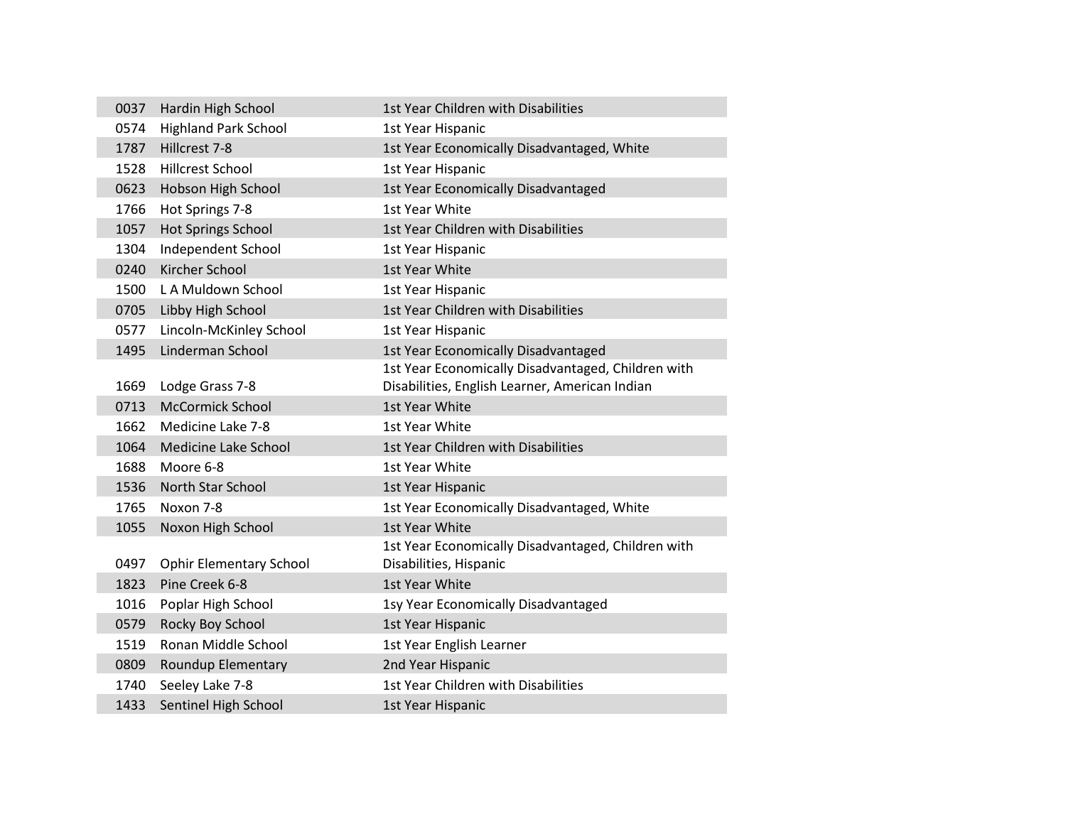| | | |
|---|---|---|
| 0037 | Hardin High School | 1st Year Children with Disabilities |
| 0574 | Highland Park School | 1st Year Hispanic |
| 1787 | Hillcrest 7-8 | 1st Year Economically Disadvantaged, White |
| 1528 | Hillcrest School | 1st Year Hispanic |
| 0623 | Hobson High School | 1st Year Economically Disadvantaged |
| 1766 | Hot Springs 7-8 | 1st Year White |
| 1057 | Hot Springs School | 1st Year Children with Disabilities |
| 1304 | Independent School | 1st Year Hispanic |
| 0240 | Kircher School | 1st Year White |
| 1500 | L A Muldown School | 1st Year Hispanic |
| 0705 | Libby High School | 1st Year Children with Disabilities |
| 0577 | Lincoln-McKinley School | 1st Year Hispanic |
| 1495 | Linderman School | 1st Year Economically Disadvantaged |
| 1669 | Lodge Grass 7-8 | 1st Year Economically Disadvantaged, Children with Disabilities, English Learner, American Indian |
| 0713 | McCormick School | 1st Year White |
| 1662 | Medicine Lake 7-8 | 1st Year White |
| 1064 | Medicine Lake School | 1st Year Children with Disabilities |
| 1688 | Moore 6-8 | 1st Year White |
| 1536 | North Star School | 1st Year Hispanic |
| 1765 | Noxon 7-8 | 1st Year Economically Disadvantaged, White |
| 1055 | Noxon High School | 1st Year White |
| 0497 | Ophir Elementary School | 1st Year Economically Disadvantaged, Children with Disabilities, Hispanic |
| 1823 | Pine Creek 6-8 | 1st Year White |
| 1016 | Poplar High School | 1sy Year Economically Disadvantaged |
| 0579 | Rocky Boy School | 1st Year Hispanic |
| 1519 | Ronan Middle School | 1st Year English Learner |
| 0809 | Roundup Elementary | 2nd Year Hispanic |
| 1740 | Seeley Lake 7-8 | 1st Year Children with Disabilities |
| 1433 | Sentinel High School | 1st Year Hispanic |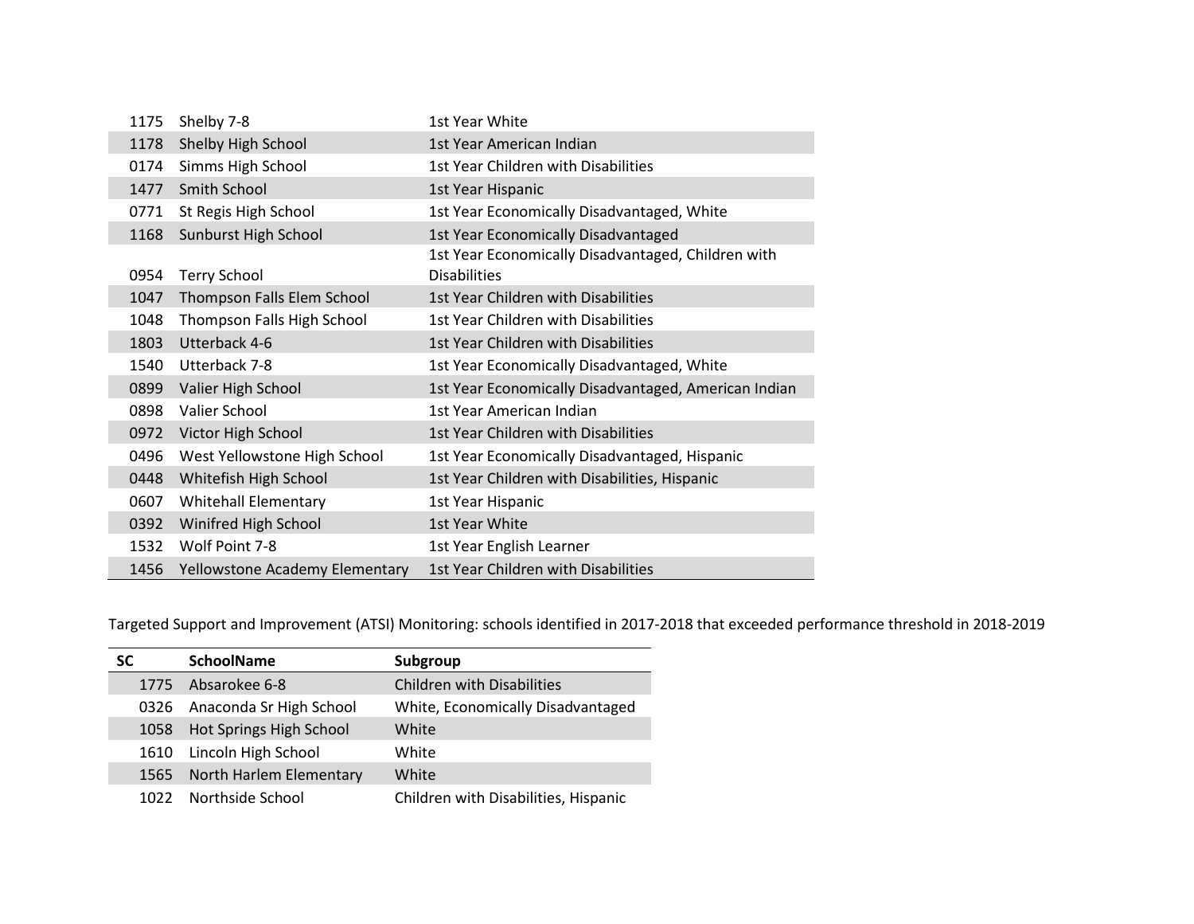| | | |
|---|---|---|
| 1175 | Shelby 7-8 | 1st Year White |
| 1178 | Shelby High School | 1st Year American Indian |
| 0174 | Simms High School | 1st Year Children with Disabilities |
| 1477 | Smith School | 1st Year Hispanic |
| 0771 | St Regis High School | 1st Year Economically Disadvantaged, White |
| 1168 | Sunburst High School | 1st Year Economically Disadvantaged |
| 0954 | Terry School | 1st Year Economically Disadvantaged, Children with Disabilities |
| 1047 | Thompson Falls Elem School | 1st Year Children with Disabilities |
| 1048 | Thompson Falls High School | 1st Year Children with Disabilities |
| 1803 | Utterback 4-6 | 1st Year Children with Disabilities |
| 1540 | Utterback 7-8 | 1st Year Economically Disadvantaged, White |
| 0899 | Valier High School | 1st Year Economically Disadvantaged, American Indian |
| 0898 | Valier School | 1st Year American Indian |
| 0972 | Victor High School | 1st Year Children with Disabilities |
| 0496 | West Yellowstone High School | 1st Year Economically Disadvantaged, Hispanic |
| 0448 | Whitefish High School | 1st Year Children with Disabilities, Hispanic |
| 0607 | Whitehall Elementary | 1st Year Hispanic |
| 0392 | Winifred High School | 1st Year White |
| 1532 | Wolf Point 7-8 | 1st Year English Learner |
| 1456 | Yellowstone Academy Elementary | 1st Year Children with Disabilities |

Targeted Support and Improvement (ATSI) Monitoring: schools identified in 2017-2018 that exceeded performance threshold in 2018-2019

| SC | SchoolName | Subgroup |
|---|---|---|
| 1775 | Absarokee 6-8 | Children with Disabilities |
| 0326 | Anaconda Sr High School | White, Economically Disadvantaged |
| 1058 | Hot Springs High School | White |
| 1610 | Lincoln High School | White |
| 1565 | North Harlem Elementary | White |
| 1022 | Northside School | Children with Disabilities, Hispanic |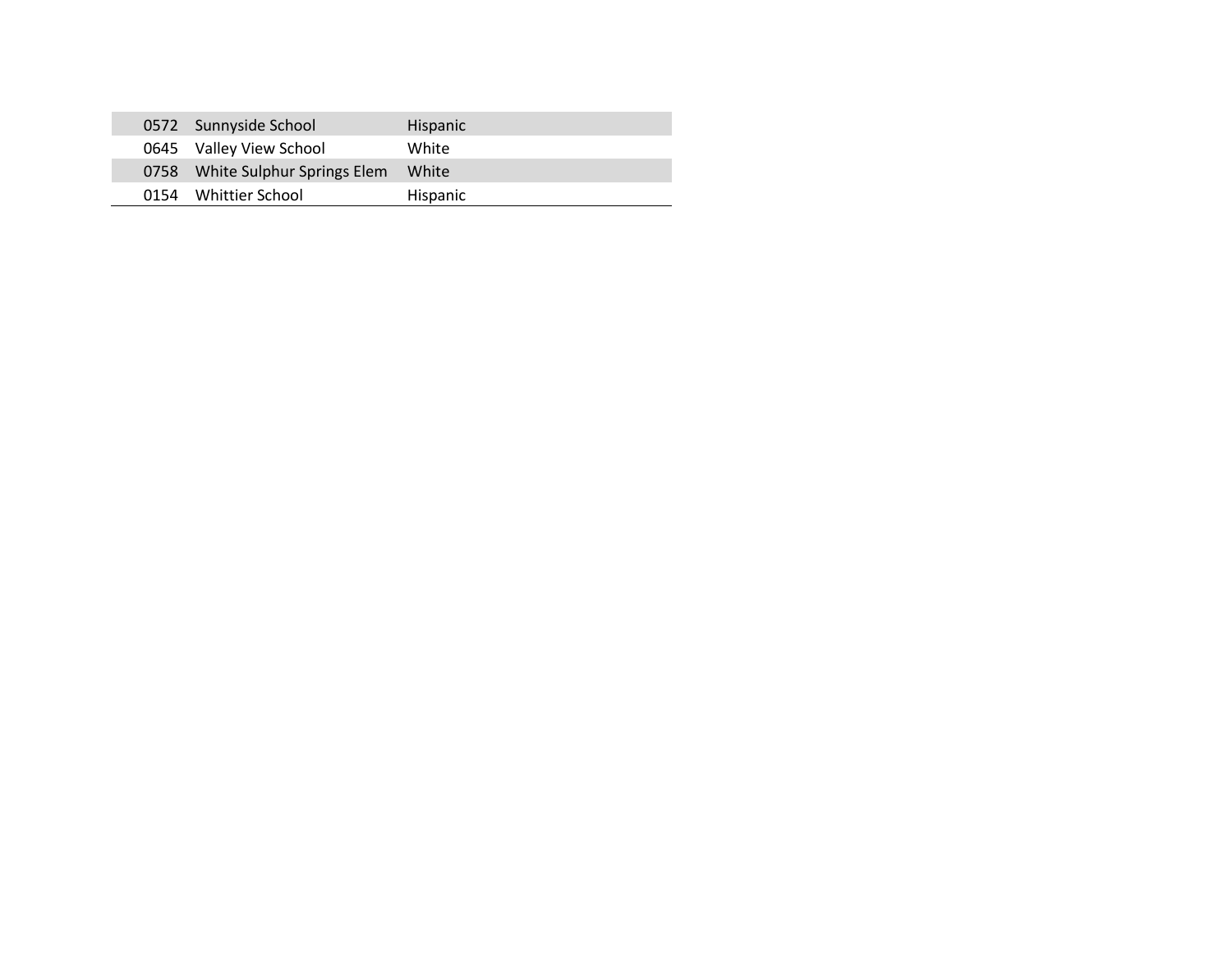| | | |
|---|---|---|
| 0572 | Sunnyside School | Hispanic |
| 0645 | Valley View School | White |
| 0758 | White Sulphur Springs Elem | White |
| 0154 | Whittier School | Hispanic |